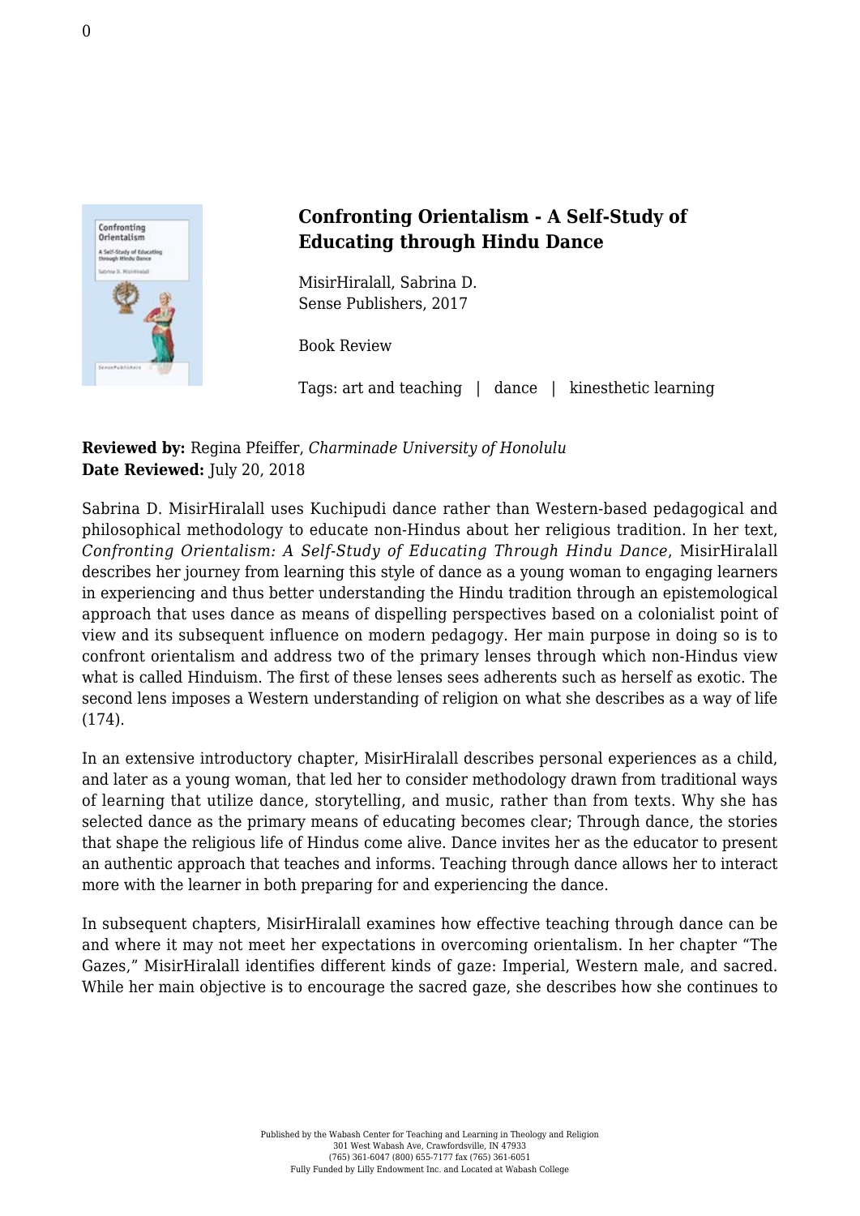## Confronting Orientalism - A Self-Study of Educating through Hindu Dance

MisirHiralall, Sabrina D.
Sense Publishers, 2017

Book Review

Tags: art and teaching | dance | kinesthetic learning

**Reviewed by:** Regina Pfeiffer, *Charminade University of Honolulu*
**Date Reviewed:** July 20, 2018

Sabrina D. MisirHiralall uses Kuchipudi dance rather than Western-based pedagogical and philosophical methodology to educate non-Hindus about her religious tradition. In her text, *Confronting Orientalism: A Self-Study of Educating Through Hindu Dance*, MisirHiralall describes her journey from learning this style of dance as a young woman to engaging learners in experiencing and thus better understanding the Hindu tradition through an epistemological approach that uses dance as means of dispelling perspectives based on a colonialist point of view and its subsequent influence on modern pedagogy. Her main purpose in doing so is to confront orientalism and address two of the primary lenses through which non-Hindus view what is called Hinduism. The first of these lenses sees adherents such as herself as exotic. The second lens imposes a Western understanding of religion on what she describes as a way of life (174).

In an extensive introductory chapter, MisirHiralall describes personal experiences as a child, and later as a young woman, that led her to consider methodology drawn from traditional ways of learning that utilize dance, storytelling, and music, rather than from texts. Why she has selected dance as the primary means of educating becomes clear; Through dance, the stories that shape the religious life of Hindus come alive. Dance invites her as the educator to present an authentic approach that teaches and informs. Teaching through dance allows her to interact more with the learner in both preparing for and experiencing the dance.

In subsequent chapters, MisirHiralall examines how effective teaching through dance can be and where it may not meet her expectations in overcoming orientalism. In her chapter "The Gazes," MisirHiralall identifies different kinds of gaze: Imperial, Western male, and sacred. While her main objective is to encourage the sacred gaze, she describes how she continues to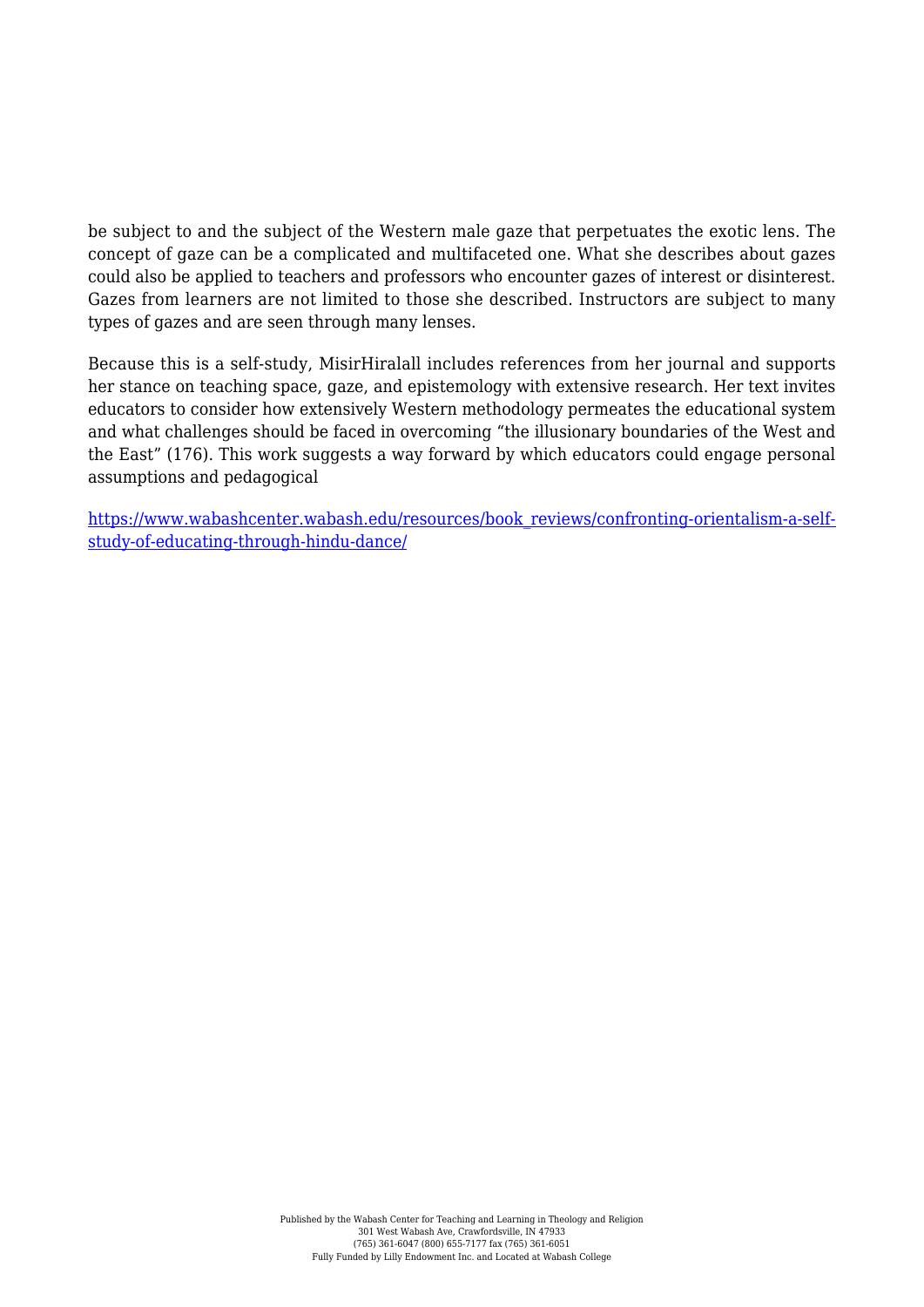be subject to and the subject of the Western male gaze that perpetuates the exotic lens. The concept of gaze can be a complicated and multifaceted one. What she describes about gazes could also be applied to teachers and professors who encounter gazes of interest or disinterest. Gazes from learners are not limited to those she described. Instructors are subject to many types of gazes and are seen through many lenses.

Because this is a self-study, MisirHiralall includes references from her journal and supports her stance on teaching space, gaze, and epistemology with extensive research. Her text invites educators to consider how extensively Western methodology permeates the educational system and what challenges should be faced in overcoming "the illusionary boundaries of the West and the East" (176). This work suggests a way forward by which educators could engage personal assumptions and pedagogical

https://www.wabashcenter.wabash.edu/resources/book_reviews/confronting-orientalism-a-self-study-of-educating-through-hindu-dance/